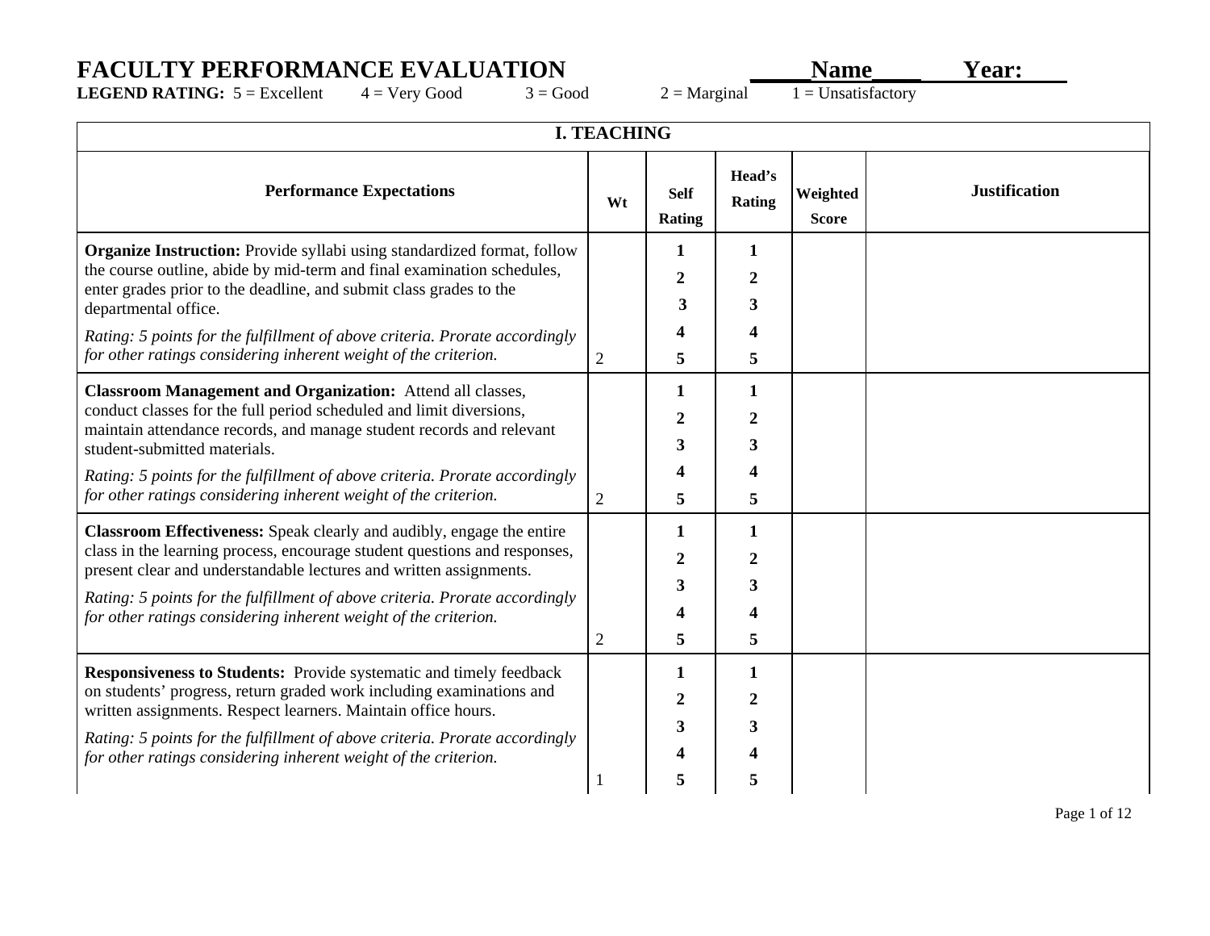# FACULTY PERFORMANCE EVALUATION _____Name____ Year:____

**LEGEND RATING:** 5 = Excellent 4 = Very Good 3 = Good 2 = Marginal 1 = Unsatisfactory

| **I. TEACHING** | | | | | |
|---|---|---|---|---|---|
| **Performance Expectations** | **Wt** | **Self Rating** | **Head's Rating** | **Weighted Score** | **Justification** |
| **Organize Instruction:** Provide syllabi using standardized format, follow the course outline, abide by mid-term and final examination schedules, enter grades prior to the deadline, and submit class grades to the departmental office.<br>*Rating: 5 points for the fulfillment of above criteria. Prorate accordingly for other ratings considering inherent weight of the criterion.* | 2 | **1**<br>**2**<br>**3**<br>**4**<br>**5** | **1**<br>**2**<br>**3**<br>**4**<br>**5** | | |
| **Classroom Management and Organization:** Attend all classes, conduct classes for the full period scheduled and limit diversions, maintain attendance records, and manage student records and relevant student-submitted materials.<br>*Rating: 5 points for the fulfillment of above criteria. Prorate accordingly for other ratings considering inherent weight of the criterion.* | 2 | **1**<br>**2**<br>**3**<br>**4**<br>**5** | **1**<br>**2**<br>**3**<br>**4**<br>**5** | | |
| **Classroom Effectiveness:** Speak clearly and audibly, engage the entire class in the learning process, encourage student questions and responses, present clear and understandable lectures and written assignments.<br>*Rating: 5 points for the fulfillment of above criteria. Prorate accordingly for other ratings considering inherent weight of the criterion.* | 2 | **1**<br>**2**<br>**3**<br>**4**<br>**5** | **1**<br>**2**<br>**3**<br>**4**<br>**5** | | |
| **Responsiveness to Students:** Provide systematic and timely feedback on students' progress, return graded work including examinations and written assignments. Respect learners. Maintain office hours.<br>*Rating: 5 points for the fulfillment of above criteria. Prorate accordingly for other ratings considering inherent weight of the criterion.* | 1 | **1**<br>**2**<br>**3**<br>**4**<br>**5** | **1**<br>**2**<br>**3**<br>**4**<br>**5** | | |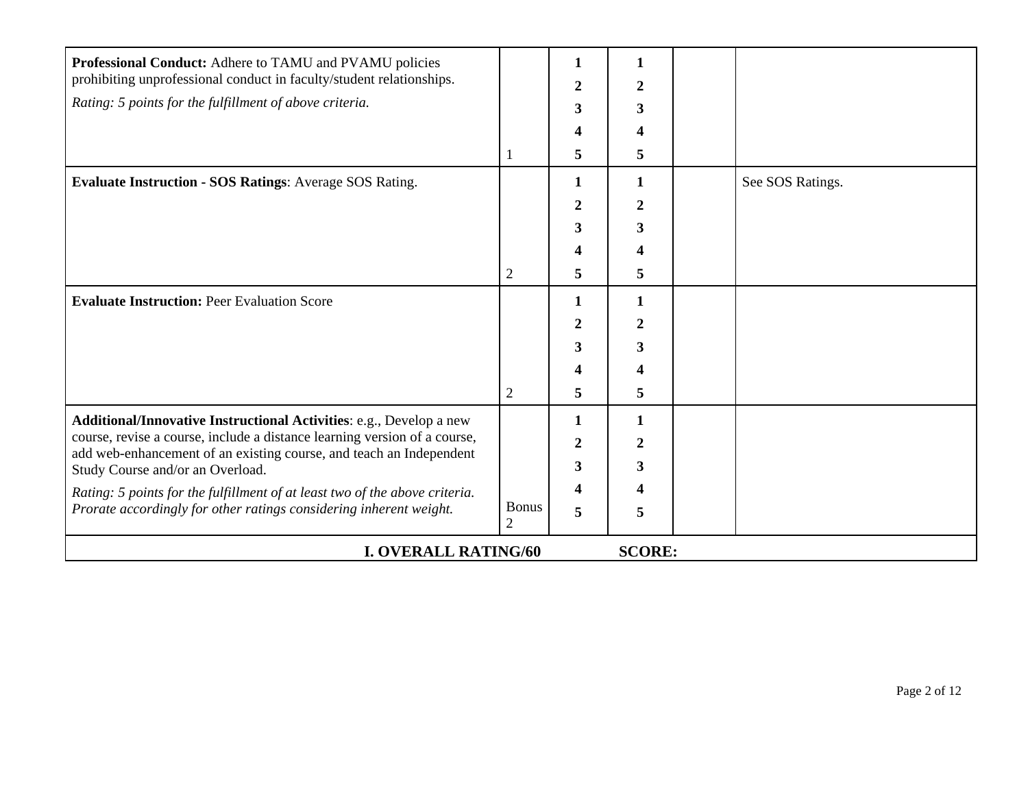| | | | | | |
|---|---|---|---|---|---|
| **Professional Conduct:** Adhere to TAMU and PVAMU policies prohibiting unprofessional conduct in faculty/student relationships.<br>*Rating: 5 points for the fulfillment of above criteria.* | 1 | **1**<br>**2**<br>**3**<br>**4**<br>**5** | **1**<br>**2**<br>**3**<br>**4**<br>**5** | | |
| **Evaluate Instruction - SOS Ratings**: Average SOS Rating. | 2 | **1**<br>**2**<br>**3**<br>**4**<br>**5** | **1**<br>**2**<br>**3**<br>**4**<br>**5** | | See SOS Ratings. |
| **Evaluate Instruction:** Peer Evaluation Score | 2 | **1**<br>**2**<br>**3**<br>**4**<br>**5** | **1**<br>**2**<br>**3**<br>**4**<br>**5** | | |
| **Additional/Innovative Instructional Activities**: e.g., Develop a new course, revise a course, include a distance learning version of a course, add web-enhancement of an existing course, and teach an Independent Study Course and/or an Overload.<br>*Rating: 5 points for the fulfillment of at least two of the above criteria. Prorate accordingly for other ratings considering inherent weight.* | Bonus 2 | **1**<br>**2**<br>**3**<br>**4**<br>**5** | **1**<br>**2**<br>**3**<br>**4**<br>**5** | | |
| **I. OVERALL RATING/60** | | | **SCORE:** | | |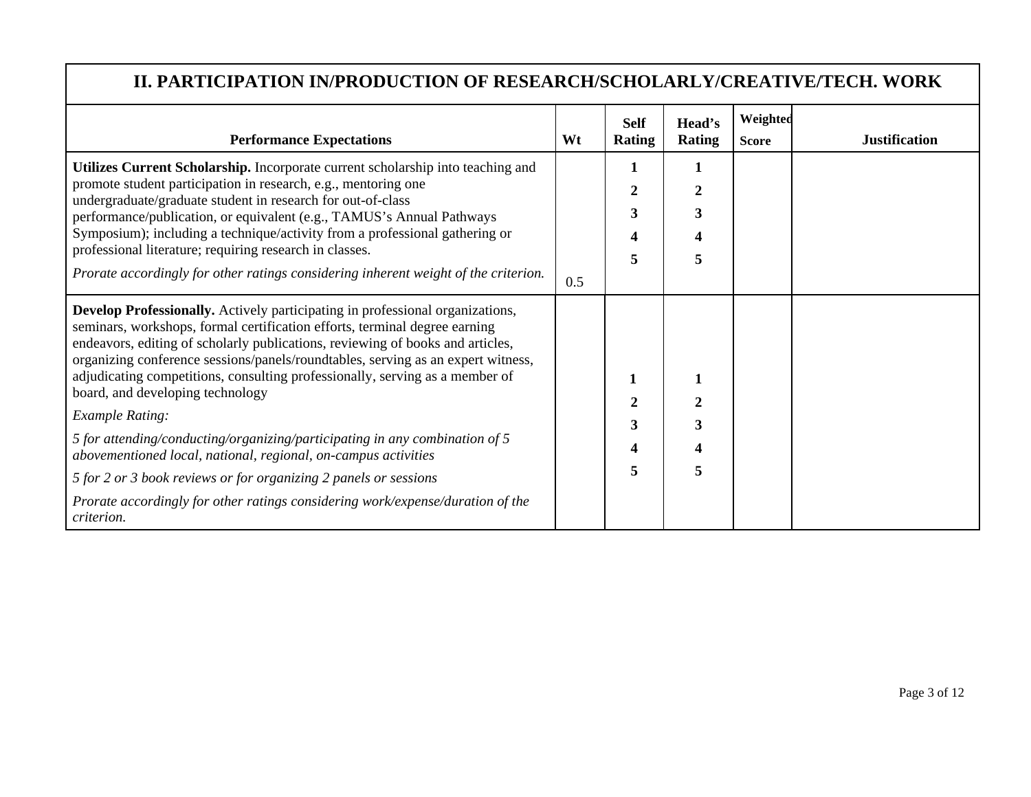## II. PARTICIPATION IN/PRODUCTION OF RESEARCH/SCHOLARLY/CREATIVE/TECH. WORK

| Performance Expectations | Wt | Self Rating | Head's Rating | Weighted Score | Justification |
|---|---|---|---|---|---|
| **Utilizes Current Scholarship.** Incorporate current scholarship into teaching and promote student participation in research, e.g., mentoring one undergraduate/graduate student in research for out-of-class performance/publication, or equivalent (e.g., TAMUS's Annual Pathways Symposium); including a technique/activity from a professional gathering or professional literature; requiring research in classes. *Prorate accordingly for other ratings considering inherent weight of the criterion.* | 0.5 | **1 2 3 4 5** | **1 2 3 4 5** | | |
| **Develop Professionally.** Actively participating in professional organizations, seminars, workshops, formal certification efforts, terminal degree earning endeavors, editing of scholarly publications, reviewing of books and articles, organizing conference sessions/panels/roundtables, serving as an expert witness, adjudicating competitions, consulting professionally, serving as a member of board, and developing technology *Example Rating:* *5 for attending/conducting/organizing/participating in any combination of 5 abovementioned local, national, regional, on-campus activities* *5 for 2 or 3 book reviews or for organizing 2 panels or sessions* *Prorate accordingly for other ratings considering work/expense/duration of the criterion.* | | **1 2 3 4 5** | **1 2 3 4 5** | | |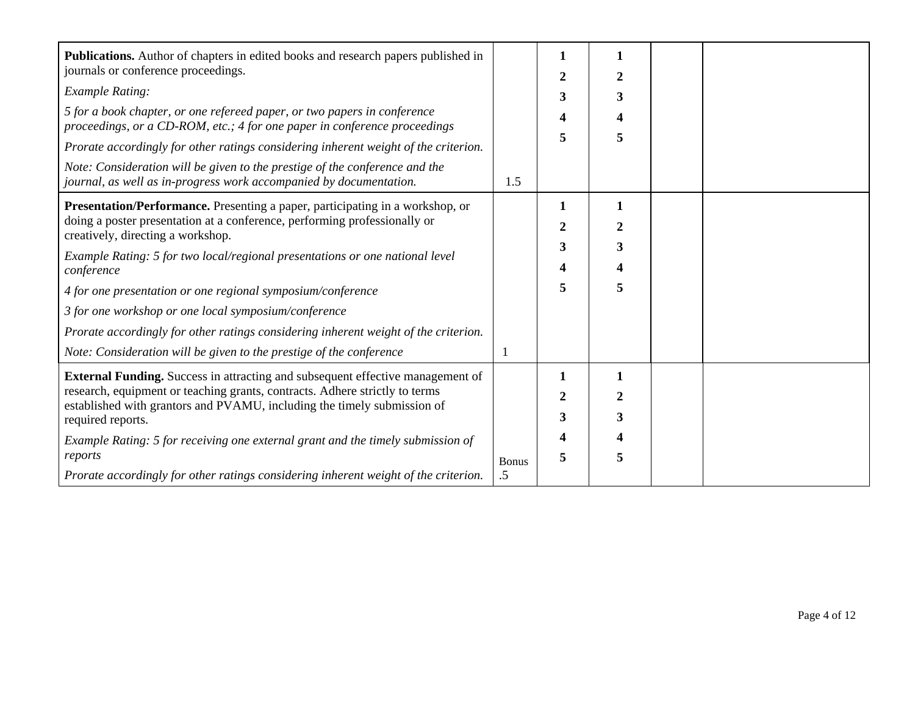| | | | | | |
|---|---|---|---|---|---|
| **Publications.** Author of chapters in edited books and research papers published in journals or conference proceedings.<br>*Example Rating:*<br>*5 for a book chapter, or one refereed paper, or two papers in conference proceedings, or a CD-ROM, etc.; 4 for one paper in conference proceedings*<br>*Prorate accordingly for other ratings considering inherent weight of the criterion.*<br>*Note: Consideration will be given to the prestige of the conference and the journal, as well as in-progress work accompanied by documentation.* | 1.5 | **1**<br>**2**<br>**3**<br>**4**<br>**5** | **1**<br>**2**<br>**3**<br>**4**<br>**5** | | |
| **Presentation/Performance.** Presenting a paper, participating in a workshop, or doing a poster presentation at a conference, performing professionally or creatively, directing a workshop.<br>*Example Rating: 5 for two local/regional presentations or one national level conference*<br>*4 for one presentation or one regional symposium/conference*<br>*3 for one workshop or one local symposium/conference*<br>*Prorate accordingly for other ratings considering inherent weight of the criterion.*<br>*Note: Consideration will be given to the prestige of the conference* | 1 | **1**<br>**2**<br>**3**<br>**4**<br>**5** | **1**<br>**2**<br>**3**<br>**4**<br>**5** | | |
| **External Funding.** Success in attracting and subsequent effective management of research, equipment or teaching grants, contracts. Adhere strictly to terms established with grantors and PVAMU, including the timely submission of required reports.<br>*Example Rating: 5 for receiving one external grant and the timely submission of reports*<br>*Prorate accordingly for other ratings considering inherent weight of the criterion.* | Bonus .5 | **1**<br>**2**<br>**3**<br>**4**<br>**5** | **1**<br>**2**<br>**3**<br>**4**<br>**5** | | |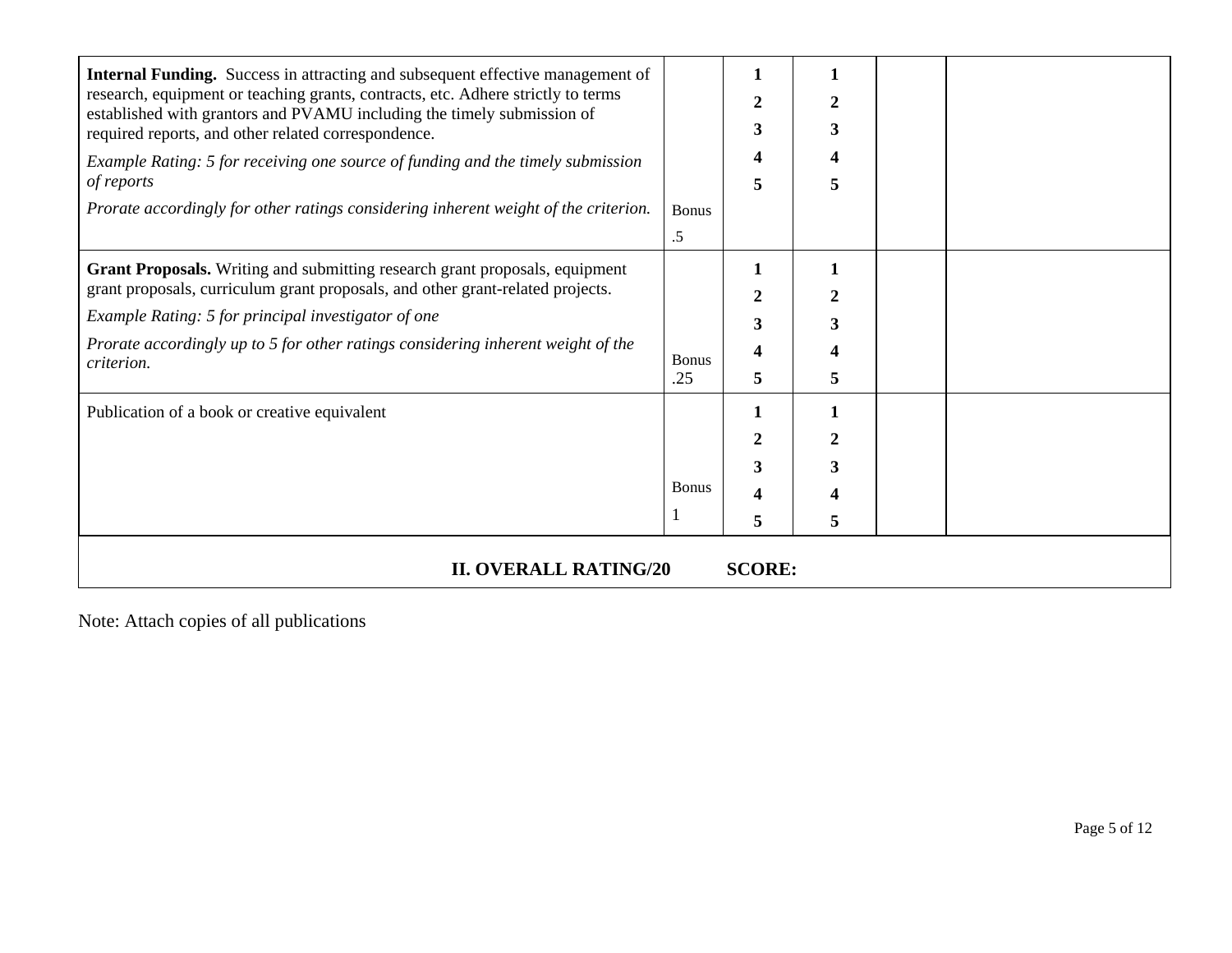| | | | | | |
|---|---|---|---|---|---|
| **Internal Funding.** Success in attracting and subsequent effective management of research, equipment or teaching grants, contracts, etc. Adhere strictly to terms established with grantors and PVAMU including the timely submission of required reports, and other related correspondence.<br>*Example Rating: 5 for receiving one source of funding and the timely submission of reports*<br>*Prorate accordingly for other ratings considering inherent weight of the criterion.* | Bonus .5 | **1 2 3 4 5** | **1 2 3 4 5** | | |
| **Grant Proposals.** Writing and submitting research grant proposals, equipment grant proposals, curriculum grant proposals, and other grant-related projects.<br>*Example Rating: 5 for principal investigator of one*<br>*Prorate accordingly up to 5 for other ratings considering inherent weight of the criterion.* | Bonus .25 | **1 2 3 4 5** | **1 2 3 4 5** | | |
| Publication of a book or creative equivalent | Bonus 1 | **1 2 3 4 5** | **1 2 3 4 5** | | |
| **II. OVERALL RATING/20 SCORE:** | | | | | |

Note: Attach copies of all publications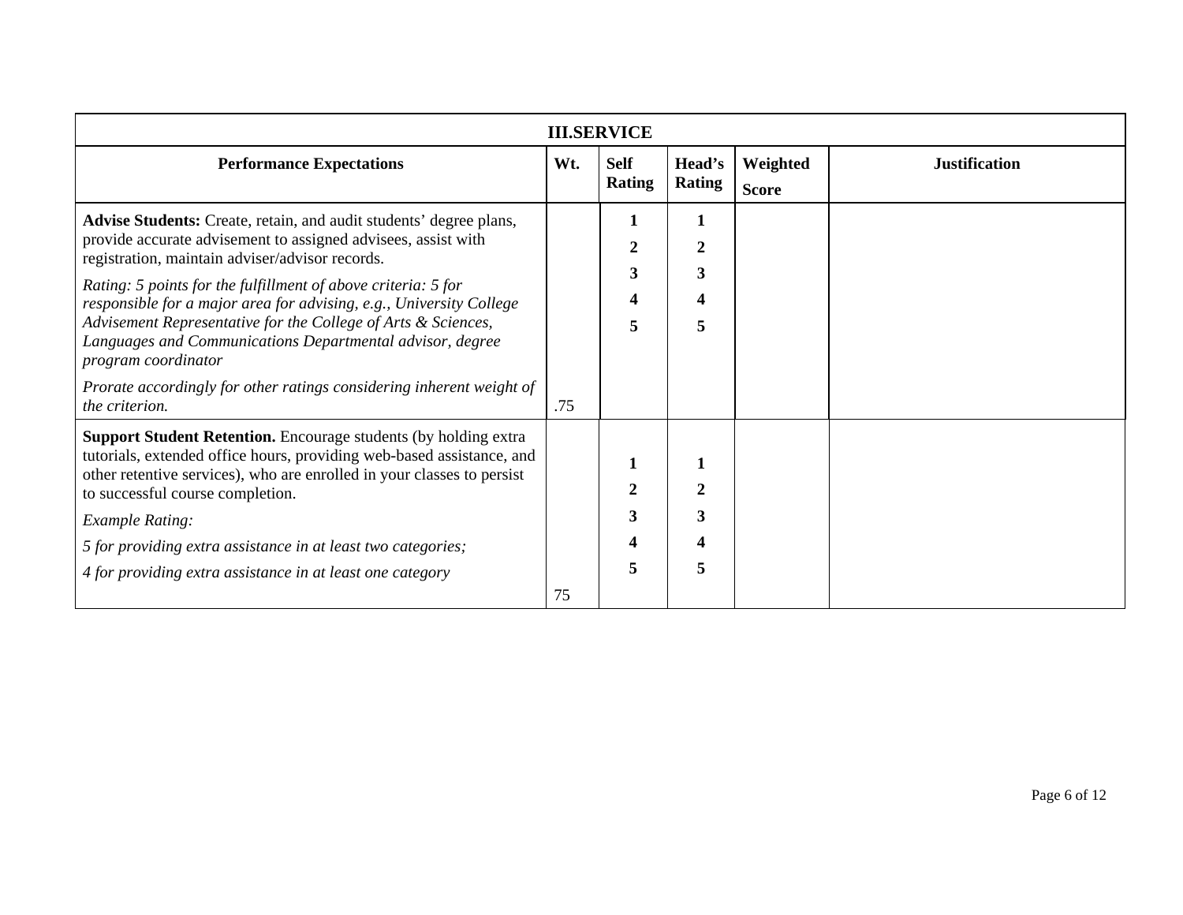| III.SERVICE | | | | | |
|---|---|---|---|---|---|
| **Performance Expectations** | **Wt.** | **Self Rating** | **Head's Rating** | **Weighted Score** | **Justification** |
| **Advise Students:** Create, retain, and audit students' degree plans, provide accurate advisement to assigned advisees, assist with registration, maintain adviser/advisor records. <br> *Rating: 5 points for the fulfillment of above criteria: 5 for responsible for a major area for advising, e.g., University College Advisement Representative for the College of Arts & Sciences, Languages and Communications Departmental advisor, degree program coordinator* <br> *Prorate accordingly for other ratings considering inherent weight of the criterion.* | .75 | **1** <br> **2** <br> **3** <br> **4** <br> **5** | **1** <br> **2** <br> **3** <br> **4** <br> **5** | | |
| **Support Student Retention.** Encourage students (by holding extra tutorials, extended office hours, providing web-based assistance, and other retentive services), who are enrolled in your classes to persist to successful course completion. <br> *Example Rating:* <br> *5 for providing extra assistance in at least two categories;* <br> *4 for providing extra assistance in at least one category* | 75 | **1** <br> **2** <br> **3** <br> **4** <br> **5** | **1** <br> **2** <br> **3** <br> **4** <br> **5** | | |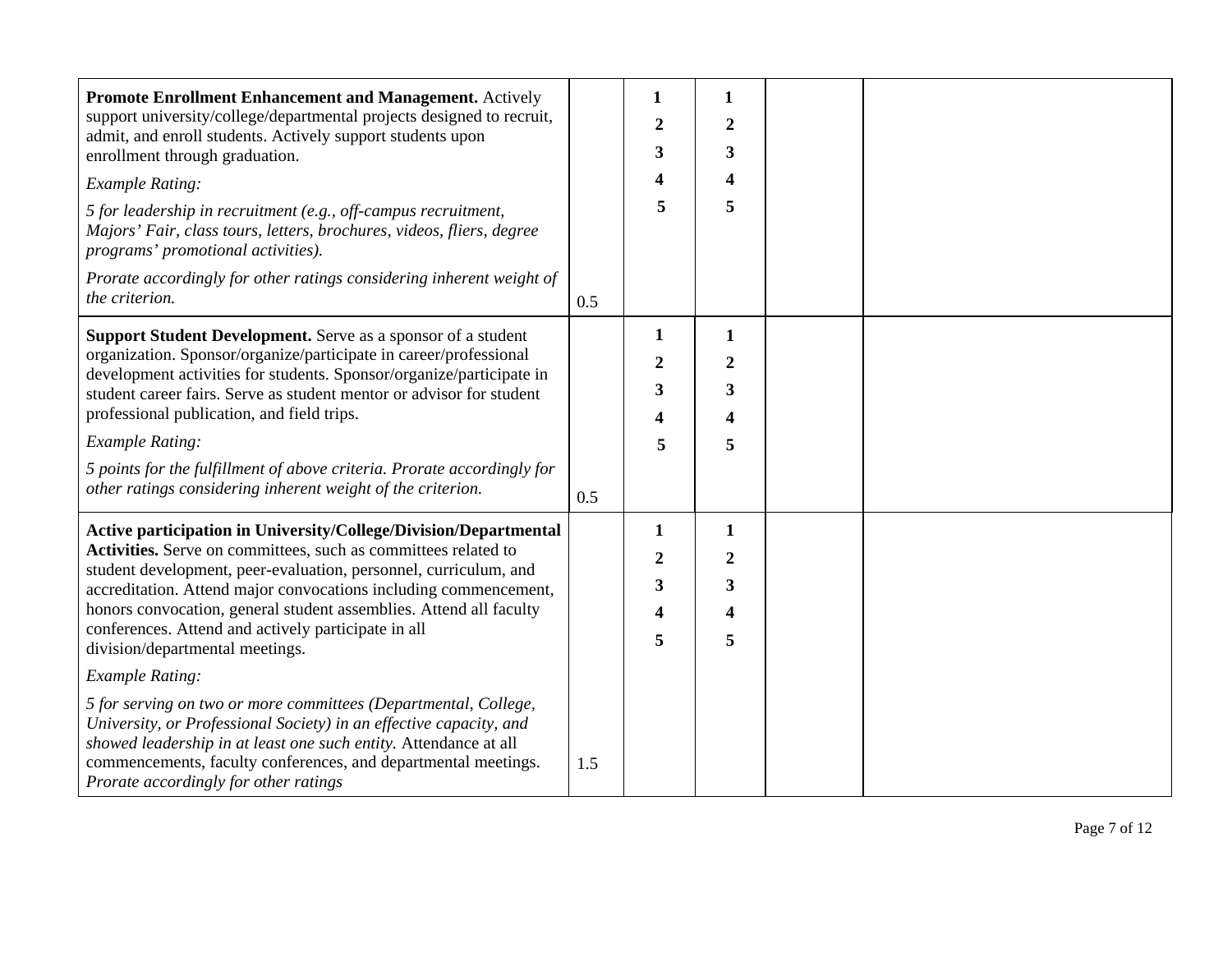| | | | | | |
|---|---|---|---|---|---|
| **Promote Enrollment Enhancement and Management.** Actively support university/college/departmental projects designed to recruit, admit, and enroll students. Actively support students upon enrollment through graduation.<br>*Example Rating:*<br>*5 for leadership in recruitment (e.g., off-campus recruitment, Majors' Fair, class tours, letters, brochures, videos, fliers, degree programs' promotional activities).*<br>*Prorate accordingly for other ratings considering inherent weight of the criterion.* | 0.5 | **1**<br>**2**<br>**3**<br>**4**<br>**5** | **1**<br>**2**<br>**3**<br>**4**<br>**5** | | |
| **Support Student Development.** Serve as a sponsor of a student organization. Sponsor/organize/participate in career/professional development activities for students. Sponsor/organize/participate in student career fairs. Serve as student mentor or advisor for student professional publication, and field trips.<br>*Example Rating:*<br>*5 points for the fulfillment of above criteria. Prorate accordingly for other ratings considering inherent weight of the criterion.* | 0.5 | **1**<br>**2**<br>**3**<br>**4**<br>**5** | **1**<br>**2**<br>**3**<br>**4**<br>**5** | | |
| **Active participation in University/College/Division/Departmental Activities.** Serve on committees, such as committees related to student development, peer-evaluation, personnel, curriculum, and accreditation. Attend major convocations including commencement, honors convocation, general student assemblies. Attend all faculty conferences. Attend and actively participate in all division/departmental meetings.<br>*Example Rating:*<br>*5 for serving on two or more committees (Departmental, College, University, or Professional Society) in an effective capacity, and showed leadership in at least one such entity.* Attendance at all commencements, faculty conferences, and departmental meetings. *Prorate accordingly for other ratings* | 1.5 | **1**<br>**2**<br>**3**<br>**4**<br>**5** | **1**<br>**2**<br>**3**<br>**4**<br>**5** | | |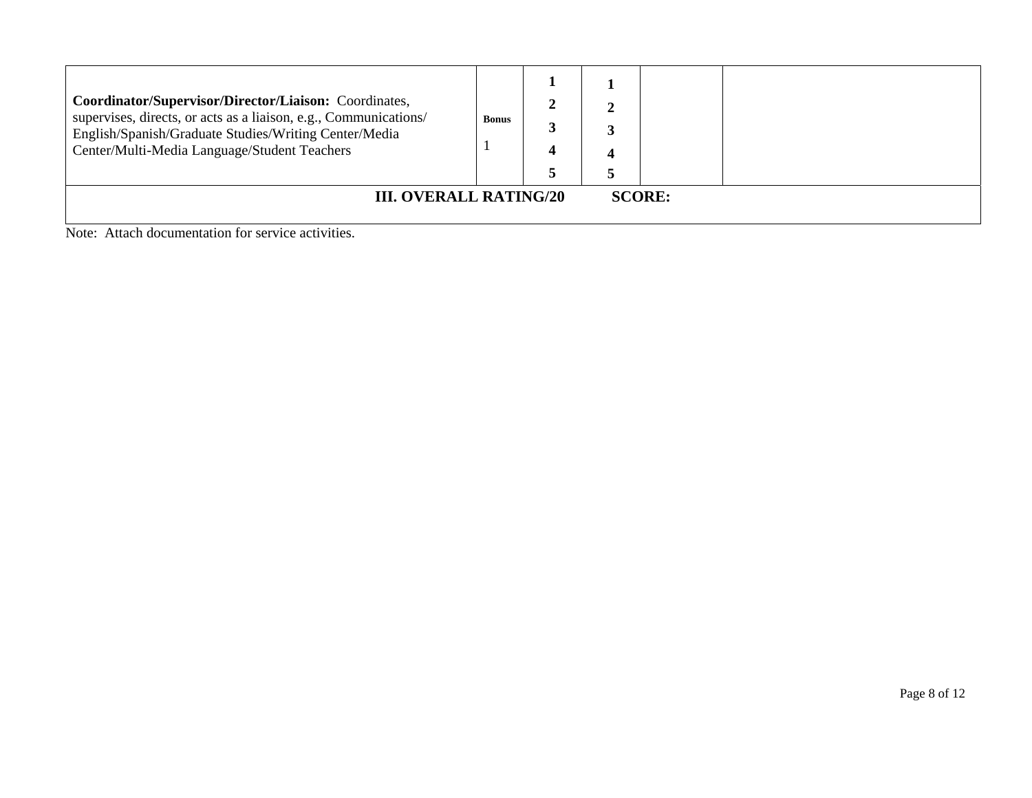| | | | | | |
|---|---|---|---|---|---|
| **Coordinator/Supervisor/Director/Liaison:** Coordinates, supervises, directs, or acts as a liaison, e.g., Communications/ English/Spanish/Graduate Studies/Writing Center/Media Center/Multi-Media Language/Student Teachers | **Bonus** 1 | **1** **2** **3** **4** **5** | **1** **2** **3** **4** **5** | | |
| **III. OVERALL RATING/20** **SCORE:** | | | | | |

Note: Attach documentation for service activities.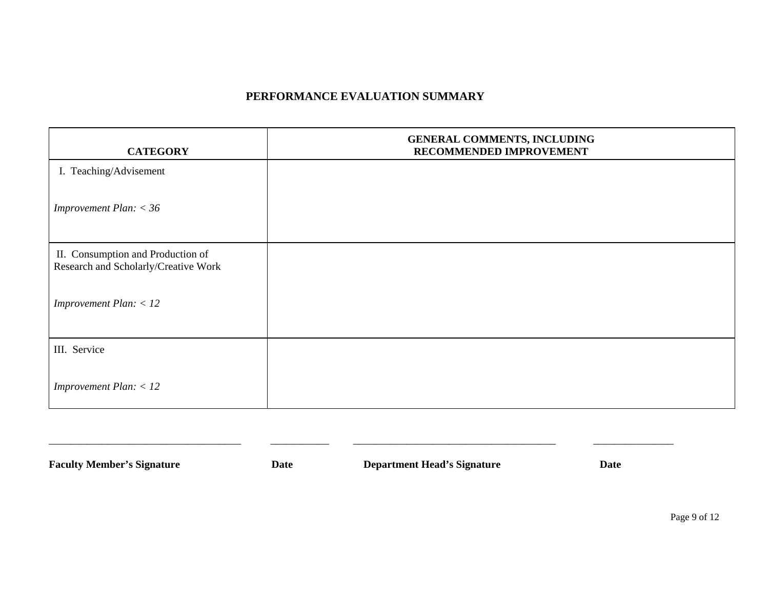## PERFORMANCE EVALUATION SUMMARY

| CATEGORY | GENERAL COMMENTS, INCLUDING RECOMMENDED IMPROVEMENT |
|---|---|
| I. Teaching/Advisement<br><br>*Improvement Plan: < 36* | |
| II. Consumption and Production of Research and Scholarly/Creative Work<br><br>*Improvement Plan: < 12* | |
| III. Service<br><br>*Improvement Plan: < 12* | |

____________________________________ ___________ ______________________________________ _______________

**Faculty Member's Signature** **Date** **Department Head's Signature** **Date**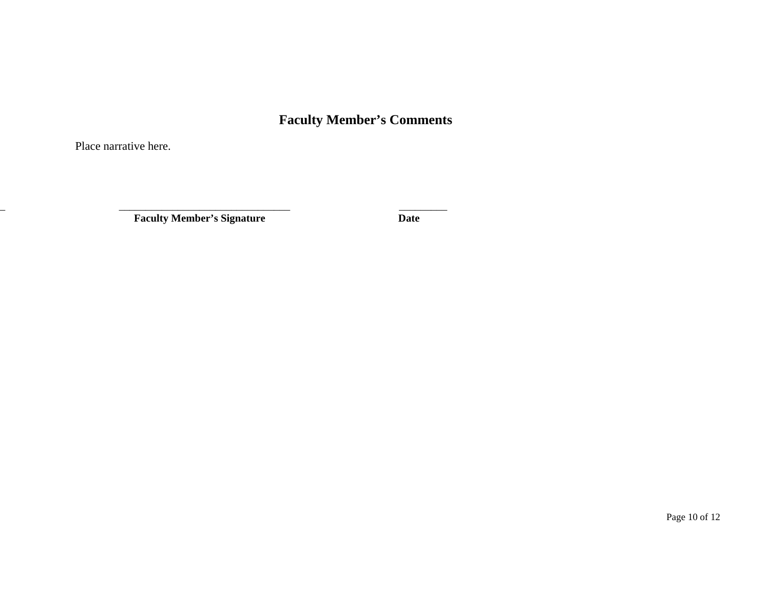## Faculty Member's Comments

Place narrative here.

_ \_\_\_\_\_\_\_\_\_\_\_\_\_\_\_\_\_\_\_\_\_\_\_\_\_\_\_\_\_\_\_\_\_ \_\_\_\_\_\_\_\_\_

**Faculty Member's Signature** **Date**